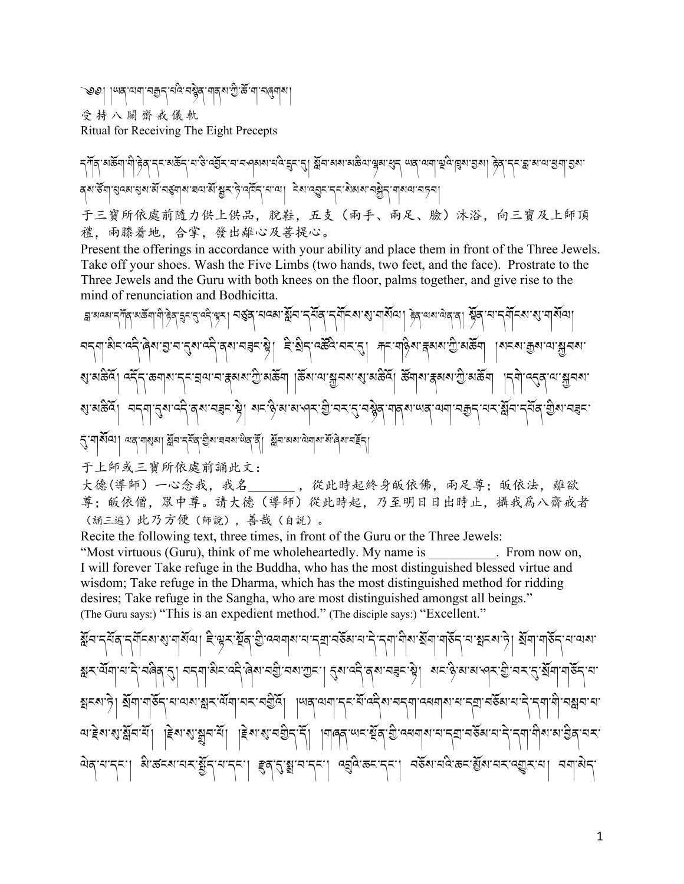༄༅། །ཡན་ལག་བརྒྱད་པའི་བསྙེན་གནས་ཀྱི་ཆོ་ག་བཞུགས།

受持八關齋戒儀軌

Ritual for Receiving The Eight Precepts

དཀོན་མཆོག་གི་རྟེན་དང་མཆོད་པ་ཅི་འབྱོར་བ་བཤམས་པའི་དྲུང་དུ། སློབ་མས་མཆིལ་ལྷམ་ཕུད། ཡན་ལག་ལྔའི་ཁྲུས་བྱས། རྟེན་དང་བླ་མ་ལ་ཕྱག་བྱས་ནས་ཙོག་པུའམ་པུས་མོ་བཙུགས་ཐལ་མོ་སྦྱར་ཏེ་འབོད་པ་ལ། ངེས་འབྱུང་དང་སེམས་བསྐྱེད་གསལ་བཏབ།

于三寶所依處前隨力供上供品，脫鞋，五支（兩手、兩足、臉）沐浴，向三寶及上師頂禮，兩膝着地，合掌，發出離心及菩提心。

Present the offerings in accordance with your ability and place them in front of the Three Jewels. Take off your shoes. Wash the Five Limbs (two hands, two feet, and the face). Prostrate to the Three Jewels and the Guru with both knees on the floor, palms together, and give rise to the mind of renunciation and Bodhicitta.

བླ་མའམ་དཀོན་མཆོག་གི་རྟེན་དྲུང་དུ་འདི་སྐད། བཙུན་པ་ལམ་སློབ་དཔོན་དགོངས་སུ་གསོལ། རྟེན་ལས་ལེན་ན། སྟོན་པ་དགོངས་སུ་གསོལ། བདག་མིང་འདི་ཞེས་བྱ་བ་དུས་འདི་ནས་བཟུང་སྟེ། ཇི་སྲིད་འཚོའི་བར་དུ། རྐང་གཉིས་རྣམས་ཀྱི་མཆོག །སངས་རྒྱས་ལ་སྐྱབས་སུ་མཆིའོ། འདོད་ཆགས་དང་བྲལ་བ་རྣམས་ཀྱི་མཆོག །ཆོས་ལ་སྐྱབས་སུ་མཆིའོ། ཚོགས་རྣམས་ཀྱི་མཆོག །དགེ་འདུན་ལ་སྐྱབས་སུ་མཆིའོ། བདག་དུས་འདི་ནས་བཟུང་སྟེ། སང་ཉི་མ་མ་ཤར་གྱི་བར་དུ་བསྙེན་གནས་ཡན་ལག་བརྒྱད་པར་སློབ་དཔོན་གྱིས་བཟུང་དུ་གསོལ། ལན་གསུམ། སློབ་དཔོན་གྱིས་ཐབས་ཡིན་ནོ། སློབ་མས་ལེགས་སོ་ཞེས་བརྗོད།

于上師或三寶所依處前誦此文：

大德(導師）一心念我，我名\_\_\_\_\_\_\_，從此時起終身皈依佛，兩足尊；皈依法，離欲尊；皈依僧，眾中尊。請大德（導師）從此時起，乃至明日日出時止，攝我爲八齋戒者（誦三遍）此乃方便（師說），善哉（自說）。

Recite the following text, three times, in front of the Guru or the Three Jewels:

“Most virtuous (Guru), think of me wholeheartedly. My name is \_\_\_\_\_\_\_\_\_\_. From now on, I will forever Take refuge in the Buddha, who has the most distinguished blessed virtue and wisdom; Take refuge in the Dharma, which has the most distinguished method for ridding desires; Take refuge in the Sangha, who are most distinguished amongst all beings.” (The Guru says:) “This is an expedient method.” (The disciple says:) “Excellent.”

སློབ་དཔོན་དགོངས་སུ་གསོལ། ཇི་ལྟར་སྔོན་གྱི་འཕགས་པ་དགྲ་བཅོམ་པ་དེ་དག་གིས་སྲོག་གཅོད་པ་སྤངས་ཏེ། སྲོག་གཅོད་པ་ལས་སླར་ལོག་པ་དེ་བཞིན་དུ། བདག་མིང་འདི་ཞེས་བགྱི་བས་ཀྱང་། དུས་འདི་ནས་བཟུང་སྟེ། སང་ཉི་མ་མ་ཤར་གྱི་བར་དུ་སྲོག་གཅོད་པ་སྤངས་ཏེ། སྲོག་གཅོད་པ་ལས་སླར་ལོག་པར་བགྱིའོ། །ཡན་ལག་དང་པོ་འདིས་བདག་འཕགས་པ་དགྲ་བཅོམ་པ་དེ་དག་གི་བསླབ་པ་ལ་རྗེས་སུ་སློབ་པོ། །རྗེས་སུ་སྒྲུབ་པོ། །རྗེས་སུ་བགྱིད་དོ། །གཞན་ཡང་སྔོན་གྱི་འཕགས་པ་དགྲ་བཅོམ་པ་དེ་དག་གིས་མ་བྱིན་པར་ལེན་པ་དང་། མི་ཚངས་པར་སྤྱོད་པ་དང་། རྫུན་དུ་སྨྲ་བ་དང་། འབྲུའི་ཆང་དང་། བཙོས་པའི་ཆང་སྨྱོས་པར་འགྱུར་བ། བག་མེད་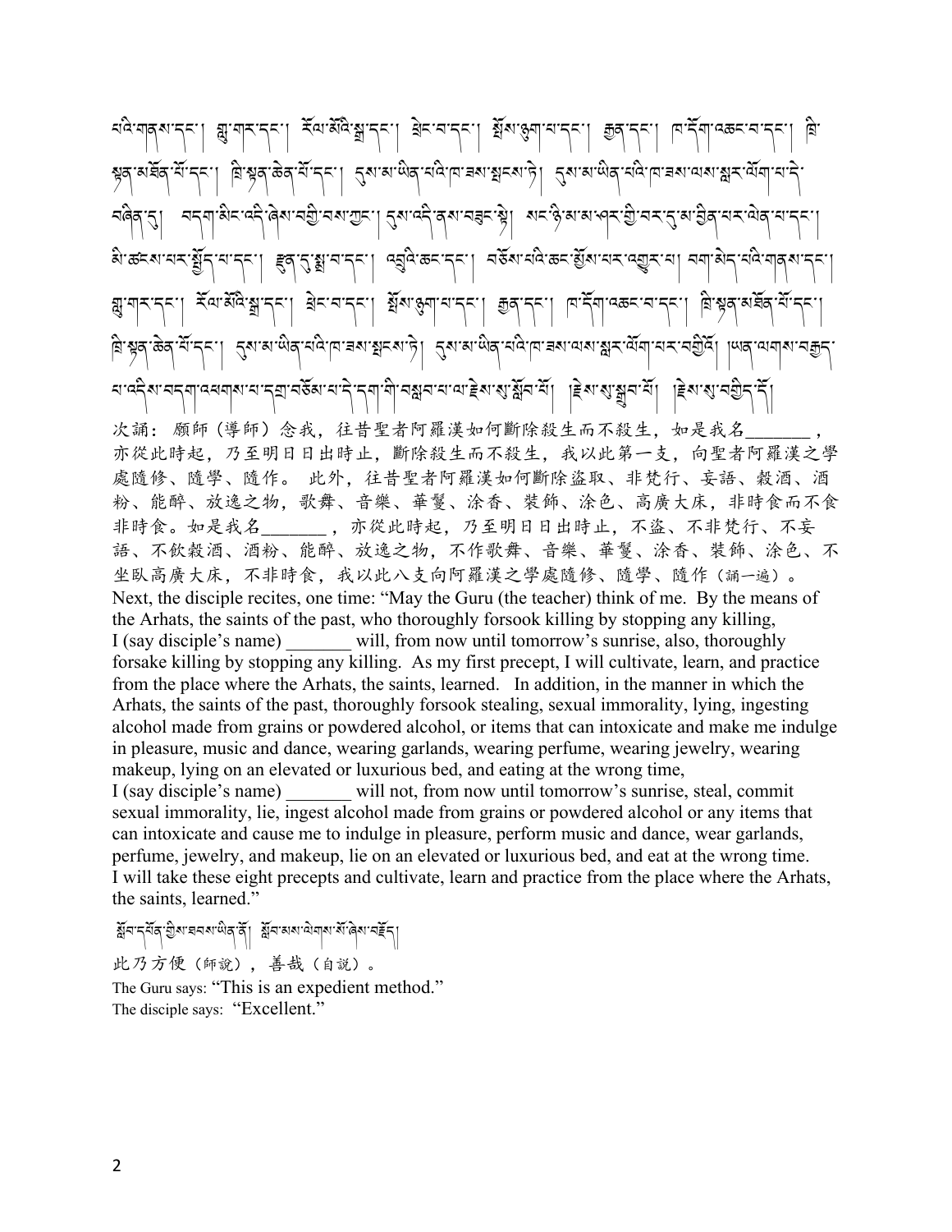པའི་གནས་དང་། ༀ་གར་དང་། རོལ་མོའི་སྒྲ་དང་། ཕྲེང་བ་དང་། སྤོས་ཞུགས་པ་དང་། རྒྱན་དང་། ཁ་དོག་འཆང་བ་དང་། ཁྲི་སྟན་མཐོན་པོ་དང་། ཁྲི་སྟན་ཆེན་པོ་དང་། དུས་མ་ཡིན་པའི་ཁ་ཟས་སྤངས་ཏེ། དུས་མ་ཡིན་པའི་ཁ་ཟས་ལས་སླར་ལོག་པ་དེ་བཞིན་དུ། བདག་མིང་འདི་ཞེས་བགྱི་བས་ཀྱང་། དུས་འདི་ནས་བཟུང་སྟེ། སང་ཉི་མ་མ་ཤར་གྱི་བར་དུ་མ་བྱིན་པར་ལེན་པ་དང་། མི་ཚངས་པར་སྤྱོད་པ་དང་། རྫུན་དུ་སྨྲ་བ་དང་། འབྲུའི་ཆང་དང་། བཙོས་པའི་ཆང་མྱོས་པར་འགྱུར་བ། བག་མེད་པའི་གནས་དང་། གླུ་གར་དང་། རོལ་མོའི་སྒྲ་དང་། ཕྲེང་བ་དང་། སྤོས་ཞུགས་པ་དང་། རྒྱན་དང་། ཁ་དོག་འཆང་བ་དང་། ཁྲི་སྟན་མཐོན་པོ་དང་། ཁྲི་སྟན་ཆེན་པོ་དང་། དུས་མ་ཡིན་པའི་ཁ་ཟས་སྤངས་ཏེ། དུས་མ་ཡིན་པའི་ཁ་ཟས་ལས་སླར་ལོག་པར་བགྱིའོ། །ཡན་ལག་བརྒྱད་པ་འདིས་བདག་འཕགས་པ་དགྲ་བཅོམ་པ་དེ་དག་གི་བསླབ་པ་ལ་རྗེས་སུ་སློབ་བོ། །རྗེས་སུ་སྒྲུབ་བོ། །རྗེས་སུ་བགྱིད་དོ།

次誦：願師（導師）念我，往昔聖者阿羅漢如何斷除殺生而不殺生，如是我名_______，亦從此時起，乃至明日日出時止，斷除殺生而不殺生，我以此第一支，向聖者阿羅漢之學處隨修、隨學、隨作。 此外，往昔聖者阿羅漢如何斷除盜取、非梵行、妄語、穀酒、酒粉、能醉、放逸之物，歌舞、音樂、華鬘、涂香、裝飾、涂色、高廣大床，非時食而不食非時食。如是我名_______，亦從此時起，乃至明日日出時止，不盜、不非梵行、不妄語、不飲穀酒、酒粉、能醉、放逸之物，不作歌舞、音樂、華鬘、涂香、裝飾、涂色、不坐臥高廣大床，不非時食，我以此八支向阿羅漢之學處隨修、隨學、隨作（誦一遍）。

Next, the disciple recites, one time: "May the Guru (the teacher) think of me. By the means of the Arhats, the saints of the past, who thoroughly forsook killing by stopping any killing, I (say disciple's name) _______ will, from now until tomorrow's sunrise, also, thoroughly forsake killing by stopping any killing. As my first precept, I will cultivate, learn, and practice from the place where the Arhats, the saints, learned. In addition, in the manner in which the Arhats, the saints of the past, thoroughly forsook stealing, sexual immorality, lying, ingesting alcohol made from grains or powdered alcohol, or items that can intoxicate and make me indulge in pleasure, music and dance, wearing garlands, wearing perfume, wearing jewelry, wearing makeup, lying on an elevated or luxurious bed, and eating at the wrong time,
I (say disciple's name) _______ will not, from now until tomorrow's sunrise, steal, commit sexual immorality, lie, ingest alcohol made from grains or powdered alcohol or any items that can intoxicate and cause me to indulge in pleasure, perform music and dance, wear garlands, perfume, jewelry, and makeup, lie on an elevated or luxurious bed, and eat at the wrong time.
I will take these eight precepts and cultivate, learn and practice from the place where the Arhats, the saints, learned."

སློབ་དཔོན་གྱིས་ཐབས་ཡིན་ནོ། སློབ་མས་ལེགས་སོ་ཞེས་བརྗོད།

此乃方便（師說），善哉（自說）。

The Guru says: "This is an expedient method."
The disciple says: "Excellent."